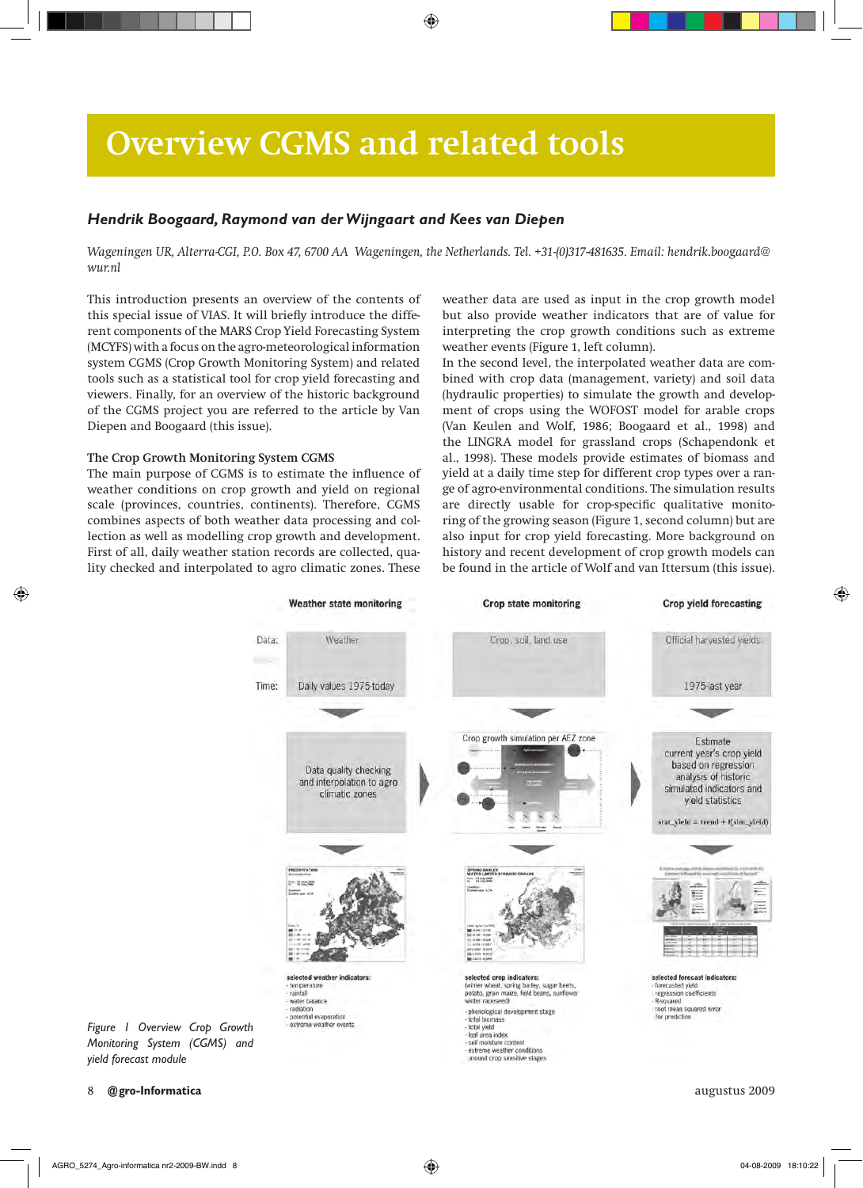# Overview CGMS and related tools

***Hendrik Boogaard, Raymond van der Wijngaart and Kees van Diepen***

*Wageningen UR, Alterra-CGI, P.O. Box 47, 6700 AA Wageningen, the Netherlands. Tel. +31-(0)317-481635. Email: hendrik.boogaard@wur.nl*

This introduction presents an overview of the contents of this special issue of VIAS. It will briefly introduce the different components of the MARS Crop Yield Forecasting System (MCYFS) with a focus on the agro-meteorological information system CGMS (Crop Growth Monitoring System) and related tools such as a statistical tool for crop yield forecasting and viewers. Finally, for an overview of the historic background of the CGMS project you are referred to the article by Van Diepen and Boogaard (this issue).

**The Crop Growth Monitoring System CGMS**

The main purpose of CGMS is to estimate the influence of weather conditions on crop growth and yield on regional scale (provinces, countries, continents). Therefore, CGMS combines aspects of both weather data processing and collection as well as modelling crop growth and development. First of all, daily weather station records are collected, quality checked and interpolated to agro climatic zones. These weather data are used as input in the crop growth model but also provide weather indicators that are of value for interpreting the crop growth conditions such as extreme weather events (Figure 1, left column).

In the second level, the interpolated weather data are combined with crop data (management, variety) and soil data (hydraulic properties) to simulate the growth and development of crops using the WOFOST model for arable crops (Van Keulen and Wolf, 1986; Boogaard et al., 1998) and the LINGRA model for grassland crops (Schapendonk et al., 1998). These models provide estimates of biomass and yield at a daily time step for different crop types over a range of agro-environmental conditions. The simulation results are directly usable for crop-specific qualitative monitoring of the growing season (Figure 1, second column) but are also input for crop yield forecasting. More background on history and recent development of crop growth models can be found in the article of Wolf and van Ittersum (this issue).

| | Weather state monitoring | Crop state monitoring | Crop yield forecasting |
|---|---|---|---|
| Data: | Weather | Crop, soil, land use | Official harvested yields |
| Time: | Daily values 1975-today | | 1975-last year |
| | Data quality checking and interpolation to agro climatic zones | Crop growth simulation per AEZ zone | Estimate current year's crop yield based on regression analysis of historic simulated indicators and yield statistics<br>stat_yield = trend + f(sim_yield) |
| | selected weather indicators:<br>- temperature<br>- rainfall<br>- water balance<br>- radiation<br>- potential evaporation<br>- extreme weather events | selected crop indicators:<br>(winter wheat, spring barley, sugar beets, potato, grain maize, field beans, sunflower, winter rapeseed)<br>- phenological development stage<br>- total biomass<br>- total yield<br>- leaf area index<br>- soil moisture content<br>- extreme weather conditions around crop sensitive stages | selected forecast indicators:<br>- forecasted yield<br>- regression coefficients<br>- R-squared<br>- root mean squared error for prediction |

*Figure 1 Overview Crop Growth Monitoring System (CGMS) and yield forecast module*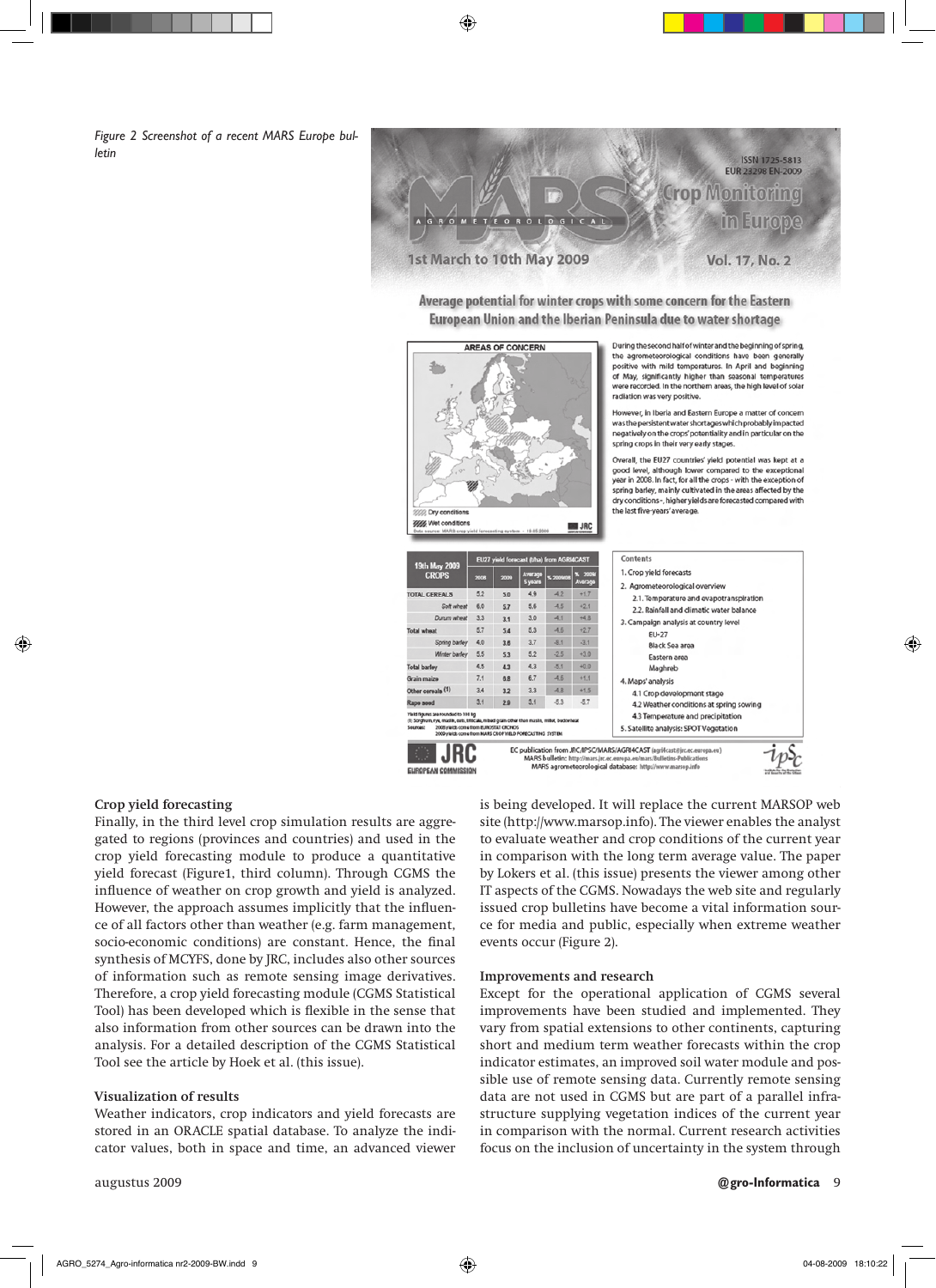*Figure 2 Screenshot of a recent MARS Europe bulletin*

ISSN 1725-5813
EUR 23298 EN-2009

MARS AGROMETEOROLOGICAL Crop Monitoring in Europe

1st March to 10th May 2009

Vol. 17, No. 2

Average potential for winter crops with some concern for the Eastern European Union and the Iberian Peninsula due to water shortage

AREAS OF CONCERN

Dry conditions
Wet conditions

During the second half of winter and the beginning of spring, the agrometeorological conditions have been generally positive with mild temperatures. In April and beginning of May, significantly higher than seasonal temperatures were recorded. In the northern areas, the high level of solar radiation was very positive.

However, in Iberia and Eastern Europe a matter of concern was the persistent water shortages which probably impacted negatively on the crops' potentiality and in particular on the spring crops in their very early stages.

Overall, the EU27 countries' yield potential was kept at a good level, although lower compared to the exceptional year in 2008. In fact, for all the crops - with the exception of spring barley, mainly cultivated in the areas affected by the dry conditions -, higher yields are forecasted compared with the last five-years' average.

| 19th May 2009 CROPS | EU27 yield forecast (t/ha) from AGRI4CAST | | | | |
|---|---|---|---|---|---|
| | 2008 | 2009 | Average 5 years | % 2009/08 | % 2009/ Average |
| TOTAL CEREALS | 5.2 | 5.0 | 4.9 | -4.2 | +1.7 |
| Soft wheat | 6.0 | 5.7 | 5.6 | -4.5 | +2.1 |
| Durum wheat | 3.3 | 3.1 | 3.0 | -4.1 | +4.8 |
| Total wheat | 5.7 | 5.4 | 5.3 | -4.6 | +2.7 |
| Spring barley | 4.0 | 3.6 | 3.7 | -8.1 | -3.1 |
| Winter barley | 5.5 | 5.3 | 5.2 | -2.5 | +3.0 |
| Total barley | 4.5 | 4.3 | 4.3 | -5.1 | +0.0 |
| Grain maize | 7.1 | 6.8 | 6.7 | -4.6 | +1.1 |
| Other cereals (1) | 3.4 | 3.2 | 3.3 | -4.8 | +1.5 |
| Rape seed | 3.1 | 2.9 | 3.1 | -5.3 | -5.7 |

Yield figures are rounded to 100 kg
(1) Sorghum, rye, maslin, oats, triticale, mixed grain other than maslin, millet, buckwheat
Sources: 2008 yields come from EUROSTAT CRONOS; 2009 yields come from MARS CROP YIELD FORECASTING SYSTEM

Contents
1. Crop yield forecasts
2. Agrometeorological overview
 2.1. Temperature and evapotranspiration
 2.2. Rainfall and climatic water balance
3. Campaign analysis at country level
 EU-27
 Black Sea area
 Eastern area
 Maghreb
4. Maps' analysis
 4.1 Crop development stage
 4.2 Weather conditions at spring sowing
 4.3 Temperature and precipitation
5. Satellite analysis: SPOT Vegetation

JRC EUROPEAN COMMISSION

EC publication from JRC/IPSC/MARS/AGRI4CAST
MARS bulletin: http://mars.jrc.ec.europa.eu/mars/Bulletins-Publications
MARS agrometeorological database: http://www.marsop.info

### Crop yield forecasting

Finally, in the third level crop simulation results are aggregated to regions (provinces and countries) and used in the crop yield forecasting module to produce a quantitative yield forecast (Figure1, third column). Through CGMS the influence of weather on crop growth and yield is analyzed. However, the approach assumes implicitly that the influence of all factors other than weather (e.g. farm management, socio-economic conditions) are constant. Hence, the final synthesis of MCYFS, done by JRC, includes also other sources of information such as remote sensing image derivatives. Therefore, a crop yield forecasting module (CGMS Statistical Tool) has been developed which is flexible in the sense that also information from other sources can be drawn into the analysis. For a detailed description of the CGMS Statistical Tool see the article by Hoek et al. (this issue).

### Visualization of results

Weather indicators, crop indicators and yield forecasts are stored in an ORACLE spatial database. To analyze the indicator values, both in space and time, an advanced viewer is being developed. It will replace the current MARSOP web site (http://www.marsop.info). The viewer enables the analyst to evaluate weather and crop conditions of the current year in comparison with the long term average value. The paper by Lokers et al. (this issue) presents the viewer among other IT aspects of the CGMS. Nowadays the web site and regularly issued crop bulletins have become a vital information source for media and public, especially when extreme weather events occur (Figure 2).

### Improvements and research

Except for the operational application of CGMS several improvements have been studied and implemented. They vary from spatial extensions to other continents, capturing short and medium term weather forecasts within the crop indicator estimates, an improved soil water module and possible use of remote sensing data. Currently remote sensing data are not used in CGMS but are part of a parallel infrastructure supplying vegetation indices of the current year in comparison with the normal. Current research activities focus on the inclusion of uncertainty in the system through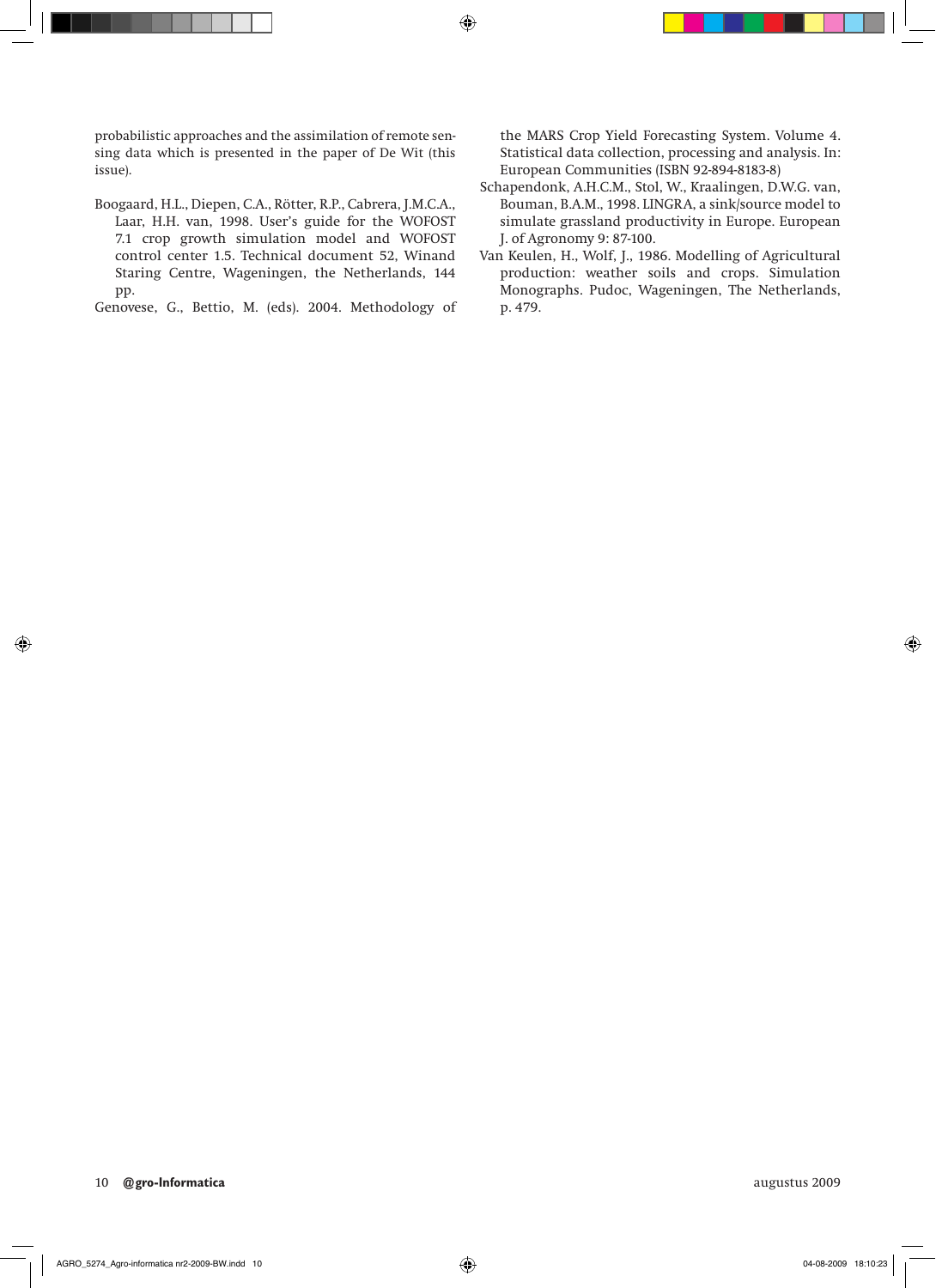probabilistic approaches and the assimilation of remote sensing data which is presented in the paper of De Wit (this issue).

Boogaard, H.L., Diepen, C.A., Rötter, R.P., Cabrera, J.M.C.A., Laar, H.H. van, 1998. User's guide for the WOFOST 7.1 crop growth simulation model and WOFOST control center 1.5. Technical document 52, Winand Staring Centre, Wageningen, the Netherlands, 144 pp.

Genovese, G., Bettio, M. (eds). 2004. Methodology of the MARS Crop Yield Forecasting System. Volume 4. Statistical data collection, processing and analysis. In: European Communities (ISBN 92-894-8183-8)

Schapendonk, A.H.C.M., Stol, W., Kraalingen, D.W.G. van, Bouman, B.A.M., 1998. LINGRA, a sink/source model to simulate grassland productivity in Europe. European J. of Agronomy 9: 87-100.

Van Keulen, H., Wolf, J., 1986. Modelling of Agricultural production: weather soils and crops. Simulation Monographs. Pudoc, Wageningen, The Netherlands, p. 479.